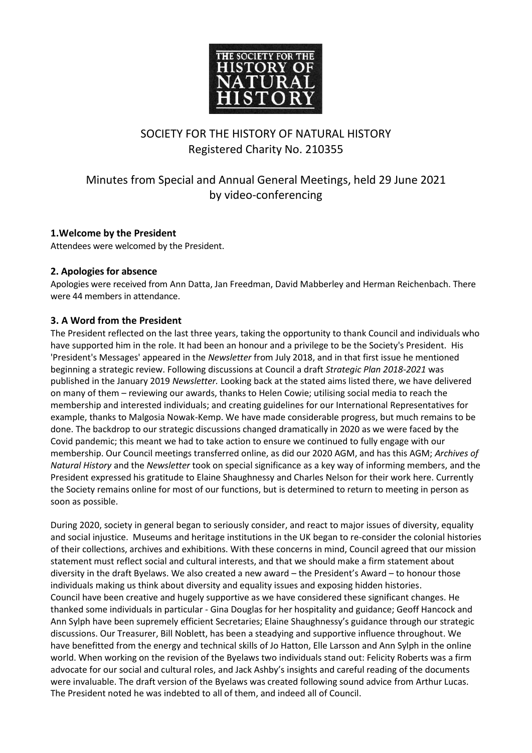# SOCIETY FOR THE HISTORY OF NATURAL HISTORY
Registered Charity No. 210355

## Minutes from Special and Annual General Meetings, held 29 June 2021 by video-conferencing

### 1.Welcome by the President

Attendees were welcomed by the President.

### 2. Apologies for absence

Apologies were received from Ann Datta, Jan Freedman, David Mabberley and Herman Reichenbach. There were 44 members in attendance.

### 3. A Word from the President

The President reflected on the last three years, taking the opportunity to thank Council and individuals who have supported him in the role. It had been an honour and a privilege to be the Society's President. His 'President's Messages' appeared in the *Newsletter* from July 2018, and in that first issue he mentioned beginning a strategic review. Following discussions at Council a draft *Strategic Plan 2018-2021* was published in the January 2019 *Newsletter.* Looking back at the stated aims listed there, we have delivered on many of them – reviewing our awards, thanks to Helen Cowie; utilising social media to reach the membership and interested individuals; and creating guidelines for our International Representatives for example, thanks to Malgosia Nowak-Kemp. We have made considerable progress, but much remains to be done. The backdrop to our strategic discussions changed dramatically in 2020 as we were faced by the Covid pandemic; this meant we had to take action to ensure we continued to fully engage with our membership. Our Council meetings transferred online, as did our 2020 AGM, and has this AGM; *Archives of Natural History* and the *Newsletter* took on special significance as a key way of informing members, and the President expressed his gratitude to Elaine Shaughnessy and Charles Nelson for their work here. Currently the Society remains online for most of our functions, but is determined to return to meeting in person as soon as possible.

During 2020, society in general began to seriously consider, and react to major issues of diversity, equality and social injustice. Museums and heritage institutions in the UK began to re-consider the colonial histories of their collections, archives and exhibitions. With these concerns in mind, Council agreed that our mission statement must reflect social and cultural interests, and that we should make a firm statement about diversity in the draft Byelaws. We also created a new award – the President's Award – to honour those individuals making us think about diversity and equality issues and exposing hidden histories.
Council have been creative and hugely supportive as we have considered these significant changes. He thanked some individuals in particular - Gina Douglas for her hospitality and guidance; Geoff Hancock and Ann Sylph have been supremely efficient Secretaries; Elaine Shaughnessy's guidance through our strategic discussions. Our Treasurer, Bill Noblett, has been a steadying and supportive influence throughout. We have benefitted from the energy and technical skills of Jo Hatton, Elle Larsson and Ann Sylph in the online world. When working on the revision of the Byelaws two individuals stand out: Felicity Roberts was a firm advocate for our social and cultural roles, and Jack Ashby's insights and careful reading of the documents were invaluable. The draft version of the Byelaws was created following sound advice from Arthur Lucas. The President noted he was indebted to all of them, and indeed all of Council.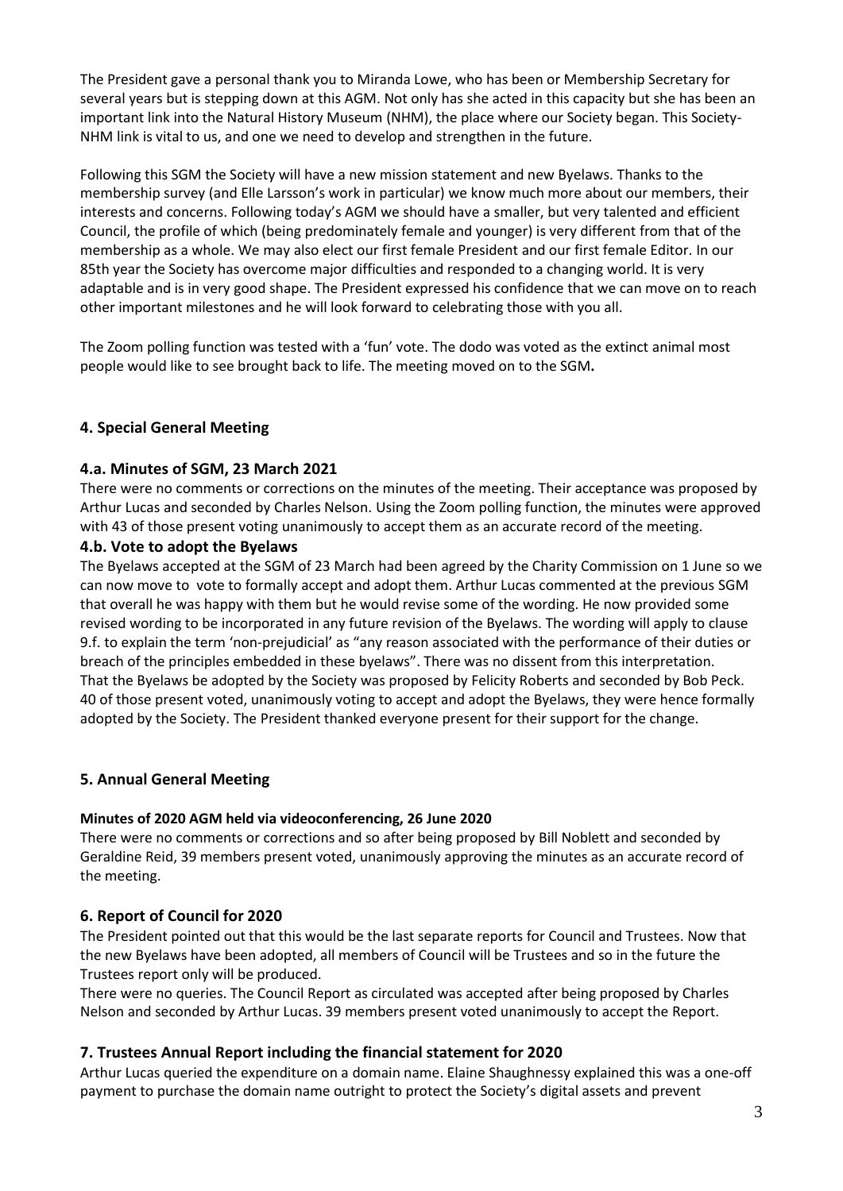The President gave a personal thank you to Miranda Lowe, who has been or Membership Secretary for several years but is stepping down at this AGM. Not only has she acted in this capacity but she has been an important link into the Natural History Museum (NHM), the place where our Society began. This Society-NHM link is vital to us, and one we need to develop and strengthen in the future.

Following this SGM the Society will have a new mission statement and new Byelaws. Thanks to the membership survey (and Elle Larsson's work in particular) we know much more about our members, their interests and concerns. Following today's AGM we should have a smaller, but very talented and efficient Council, the profile of which (being predominately female and younger) is very different from that of the membership as a whole. We may also elect our first female President and our first female Editor. In our 85th year the Society has overcome major difficulties and responded to a changing world. It is very adaptable and is in very good shape. The President expressed his confidence that we can move on to reach other important milestones and he will look forward to celebrating those with you all.

The Zoom polling function was tested with a 'fun' vote. The dodo was voted as the extinct animal most people would like to see brought back to life. The meeting moved on to the SGM**.**

## 4. Special General Meeting

### 4.a. Minutes of SGM, 23 March 2021

There were no comments or corrections on the minutes of the meeting. Their acceptance was proposed by Arthur Lucas and seconded by Charles Nelson. Using the Zoom polling function, the minutes were approved with 43 of those present voting unanimously to accept them as an accurate record of the meeting.

### 4.b. Vote to adopt the Byelaws

The Byelaws accepted at the SGM of 23 March had been agreed by the Charity Commission on 1 June so we can now move to vote to formally accept and adopt them. Arthur Lucas commented at the previous SGM that overall he was happy with them but he would revise some of the wording. He now provided some revised wording to be incorporated in any future revision of the Byelaws. The wording will apply to clause 9.f. to explain the term 'non-prejudicial' as "any reason associated with the performance of their duties or breach of the principles embedded in these byelaws". There was no dissent from this interpretation. That the Byelaws be adopted by the Society was proposed by Felicity Roberts and seconded by Bob Peck. 40 of those present voted, unanimously voting to accept and adopt the Byelaws, they were hence formally adopted by the Society. The President thanked everyone present for their support for the change.

## 5. Annual General Meeting

**Minutes of 2020 AGM held via videoconferencing, 26 June 2020**

There were no comments or corrections and so after being proposed by Bill Noblett and seconded by Geraldine Reid, 39 members present voted, unanimously approving the minutes as an accurate record of the meeting.

## 6. Report of Council for 2020

The President pointed out that this would be the last separate reports for Council and Trustees. Now that the new Byelaws have been adopted, all members of Council will be Trustees and so in the future the Trustees report only will be produced.

There were no queries. The Council Report as circulated was accepted after being proposed by Charles Nelson and seconded by Arthur Lucas. 39 members present voted unanimously to accept the Report.

## 7. Trustees Annual Report including the financial statement for 2020

Arthur Lucas queried the expenditure on a domain name. Elaine Shaughnessy explained this was a one-off payment to purchase the domain name outright to protect the Society's digital assets and prevent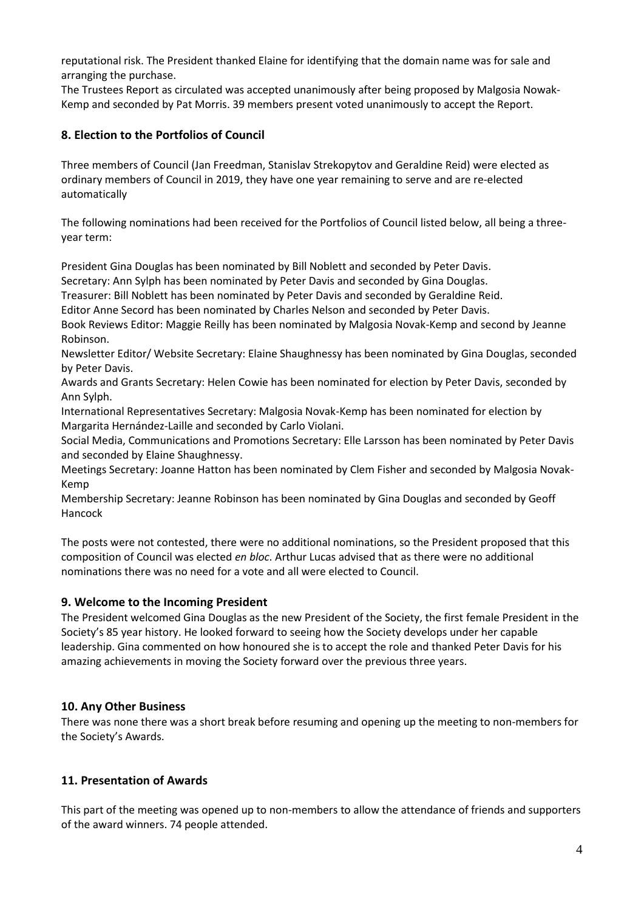reputational risk. The President thanked Elaine for identifying that the domain name was for sale and arranging the purchase.

The Trustees Report as circulated was accepted unanimously after being proposed by Malgosia Nowak-Kemp and seconded by Pat Morris. 39 members present voted unanimously to accept the Report.

## 8. Election to the Portfolios of Council

Three members of Council (Jan Freedman, Stanislav Strekopytov and Geraldine Reid) were elected as ordinary members of Council in 2019, they have one year remaining to serve and are re-elected automatically

The following nominations had been received for the Portfolios of Council listed below, all being a three-year term:

President Gina Douglas has been nominated by Bill Noblett and seconded by Peter Davis.
Secretary: Ann Sylph has been nominated by Peter Davis and seconded by Gina Douglas.
Treasurer: Bill Noblett has been nominated by Peter Davis and seconded by Geraldine Reid.
Editor Anne Secord has been nominated by Charles Nelson and seconded by Peter Davis.
Book Reviews Editor: Maggie Reilly has been nominated by Malgosia Novak-Kemp and second by Jeanne Robinson.
Newsletter Editor/ Website Secretary: Elaine Shaughnessy has been nominated by Gina Douglas, seconded by Peter Davis.
Awards and Grants Secretary: Helen Cowie has been nominated for election by Peter Davis, seconded by Ann Sylph.
International Representatives Secretary: Malgosia Novak-Kemp has been nominated for election by Margarita Hernández-Laille and seconded by Carlo Violani.
Social Media, Communications and Promotions Secretary: Elle Larsson has been nominated by Peter Davis and seconded by Elaine Shaughnessy.
Meetings Secretary: Joanne Hatton has been nominated by Clem Fisher and seconded by Malgosia Novak-Kemp
Membership Secretary: Jeanne Robinson has been nominated by Gina Douglas and seconded by Geoff Hancock

The posts were not contested, there were no additional nominations, so the President proposed that this composition of Council was elected *en bloc*. Arthur Lucas advised that as there were no additional nominations there was no need for a vote and all were elected to Council.

## 9. Welcome to the Incoming President

The President welcomed Gina Douglas as the new President of the Society, the first female President in the Society's 85 year history. He looked forward to seeing how the Society develops under her capable leadership. Gina commented on how honoured she is to accept the role and thanked Peter Davis for his amazing achievements in moving the Society forward over the previous three years.

## 10. Any Other Business

There was none there was a short break before resuming and opening up the meeting to non-members for the Society's Awards.

## 11. Presentation of Awards

This part of the meeting was opened up to non-members to allow the attendance of friends and supporters of the award winners. 74 people attended.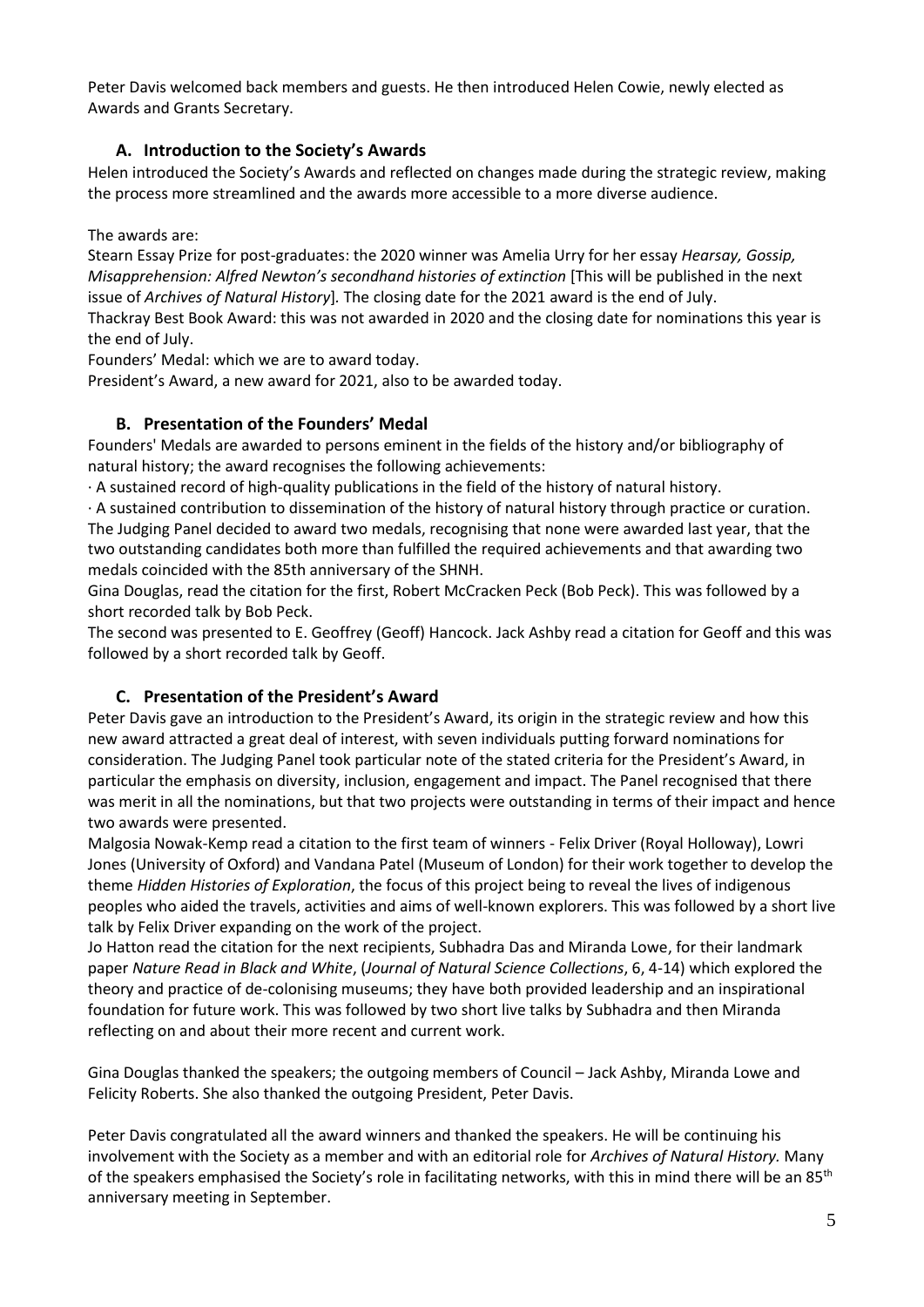Peter Davis welcomed back members and guests. He then introduced Helen Cowie, newly elected as Awards and Grants Secretary.

### A. Introduction to the Society's Awards

Helen introduced the Society's Awards and reflected on changes made during the strategic review, making the process more streamlined and the awards more accessible to a more diverse audience.

The awards are:

Stearn Essay Prize for post-graduates: the 2020 winner was Amelia Urry for her essay *Hearsay, Gossip, Misapprehension: Alfred Newton's secondhand histories of extinction* [This will be published in the next issue of *Archives of Natural History*]. The closing date for the 2021 award is the end of July.

Thackray Best Book Award: this was not awarded in 2020 and the closing date for nominations this year is the end of July.

Founders' Medal: which we are to award today.

President's Award, a new award for 2021, also to be awarded today.

### B. Presentation of the Founders' Medal

Founders' Medals are awarded to persons eminent in the fields of the history and/or bibliography of natural history; the award recognises the following achievements:

· A sustained record of high-quality publications in the field of the history of natural history.

· A sustained contribution to dissemination of the history of natural history through practice or curation.

The Judging Panel decided to award two medals, recognising that none were awarded last year, that the two outstanding candidates both more than fulfilled the required achievements and that awarding two medals coincided with the 85th anniversary of the SHNH.

Gina Douglas, read the citation for the first, Robert McCracken Peck (Bob Peck). This was followed by a short recorded talk by Bob Peck.

The second was presented to E. Geoffrey (Geoff) Hancock. Jack Ashby read a citation for Geoff and this was followed by a short recorded talk by Geoff.

### C. Presentation of the President's Award

Peter Davis gave an introduction to the President's Award, its origin in the strategic review and how this new award attracted a great deal of interest, with seven individuals putting forward nominations for consideration. The Judging Panel took particular note of the stated criteria for the President's Award, in particular the emphasis on diversity, inclusion, engagement and impact. The Panel recognised that there was merit in all the nominations, but that two projects were outstanding in terms of their impact and hence two awards were presented.

Malgosia Nowak-Kemp read a citation to the first team of winners - Felix Driver (Royal Holloway), Lowri Jones (University of Oxford) and Vandana Patel (Museum of London) for their work together to develop the theme *Hidden Histories of Exploration*, the focus of this project being to reveal the lives of indigenous peoples who aided the travels, activities and aims of well-known explorers. This was followed by a short live talk by Felix Driver expanding on the work of the project.

Jo Hatton read the citation for the next recipients, Subhadra Das and Miranda Lowe, for their landmark paper *Nature Read in Black and White*, (*Journal of Natural Science Collections*, 6, 4-14) which explored the theory and practice of de-colonising museums; they have both provided leadership and an inspirational foundation for future work. This was followed by two short live talks by Subhadra and then Miranda reflecting on and about their more recent and current work.

Gina Douglas thanked the speakers; the outgoing members of Council – Jack Ashby, Miranda Lowe and Felicity Roberts. She also thanked the outgoing President, Peter Davis.

Peter Davis congratulated all the award winners and thanked the speakers. He will be continuing his involvement with the Society as a member and with an editorial role for *Archives of Natural History.* Many of the speakers emphasised the Society's role in facilitating networks, with this in mind there will be an 85th anniversary meeting in September.